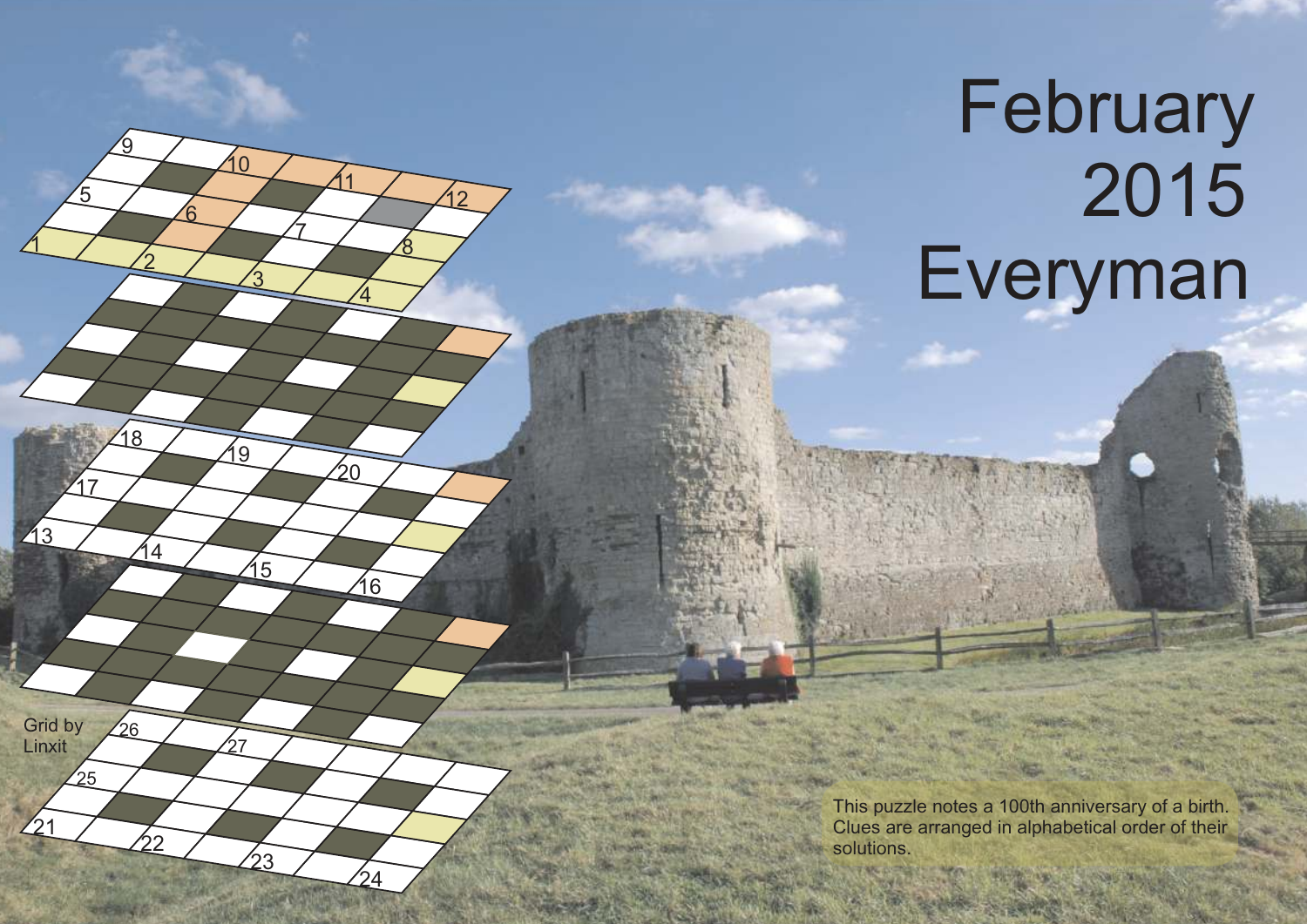# February 2015 Everyman

Grid by Linxit

This puzzle notes a 100th anniversary of a birth. Clues are arranged in alphabetical order of their solutions.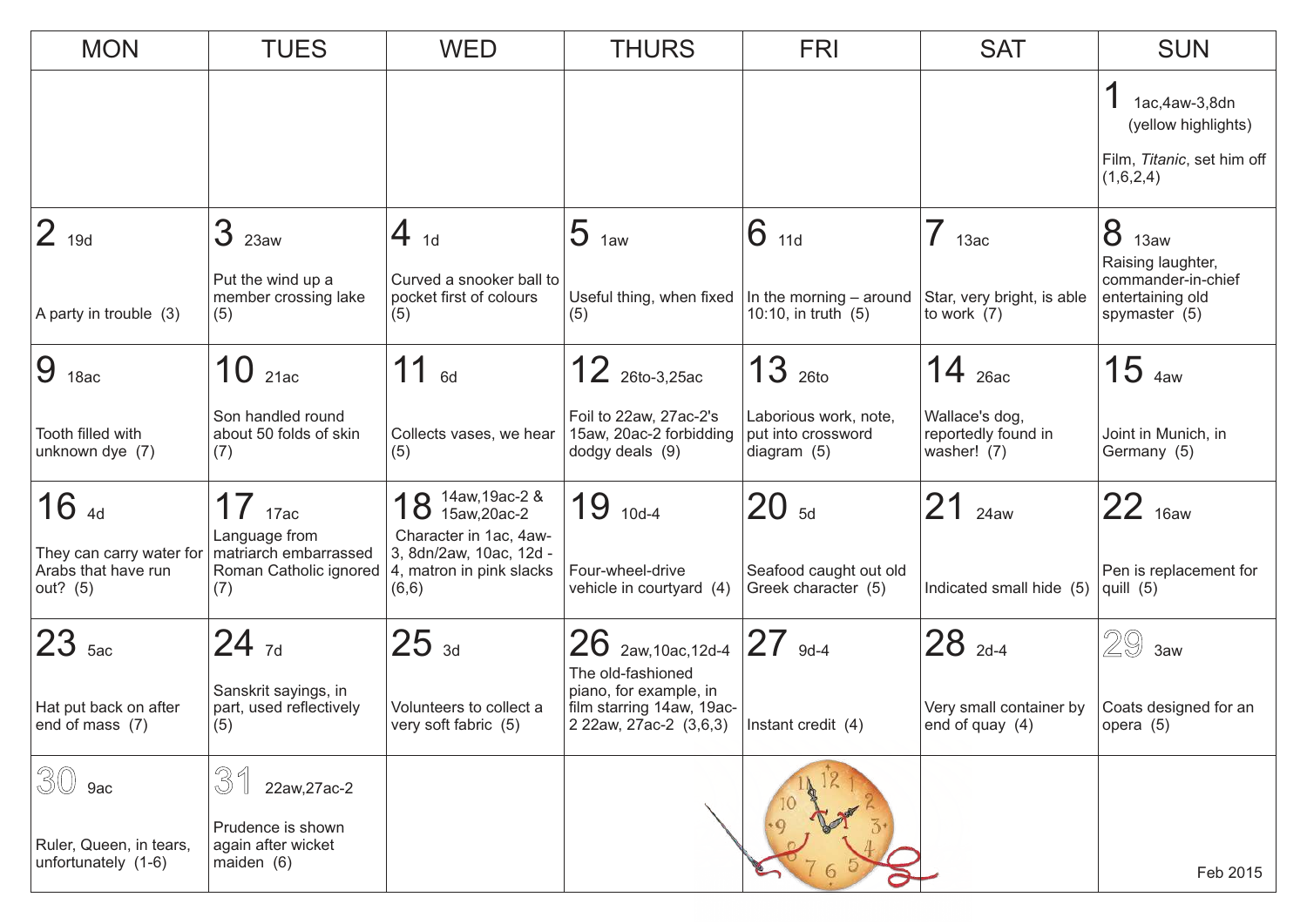| MON | TUES | WED | THURS | FRI | SAT | SUN |
|---|---|---|---|---|---|---|
| | | | | | | 1 1ac,4aw-3,8dn (yellow highlights) Film, *Titanic*, set him off (1,6,2,4) |
| 2 19d A party in trouble (3) | 3 23aw Put the wind up a member crossing lake (5) | 4 1d Curved a snooker ball to pocket first of colours (5) | 5 1aw Useful thing, when fixed (5) | 6 11d In the morning – around 10:10, in truth (5) | 7 13ac Star, very bright, is able to work (7) | 8 13aw Raising laughter, commander-in-chief entertaining old spymaster (5) |
| 9 18ac Tooth filled with unknown dye (7) | 10 21ac Son handled round about 50 folds of skin (7) | 11 6d Collects vases, we hear (5) | 12 26to-3,25ac Foil to 22aw, 27ac-2's 15aw, 20ac-2 forbidding dodgy deals (9) | 13 26to Laborious work, note, put into crossword diagram (5) | 14 26ac Wallace's dog, reportedly found in washer! (7) | 15 4aw Joint in Munich, in Germany (5) |
| 16 4d They can carry water for Arabs that have run out? (5) | 17 17ac Language from matriarch embarrassed Roman Catholic ignored (7) | 18 14aw,19ac-2 & 15aw,20ac-2 Character in 1ac, 4aw-3, 8dn/2aw, 10ac, 12d - 4, matron in pink slacks (6,6) | 19 10d-4 Four-wheel-drive vehicle in courtyard (4) | 20 5d Seafood caught out old Greek character (5) | 21 24aw Indicated small hide (5) | 22 16aw Pen is replacement for quill (5) |
| 23 5ac Hat put back on after end of mass (7) | 24 7d Sanskrit sayings, in part, used reflectively (5) | 25 3d Volunteers to collect a very soft fabric (5) | 26 2aw,10ac,12d-4 The old-fashioned piano, for example, in film starring 14aw, 19ac-2 22aw, 27ac-2 (3,6,3) | 27 9d-4 Instant credit (4) | 28 2d-4 Very small container by end of quay (4) | 29 3aw Coats designed for an opera (5) |
| 30 9ac Ruler, Queen, in tears, unfortunately (1-6) | 31 22aw,27ac-2 Prudence is shown again after wicket maiden (6) | | | | | Feb 2015 |